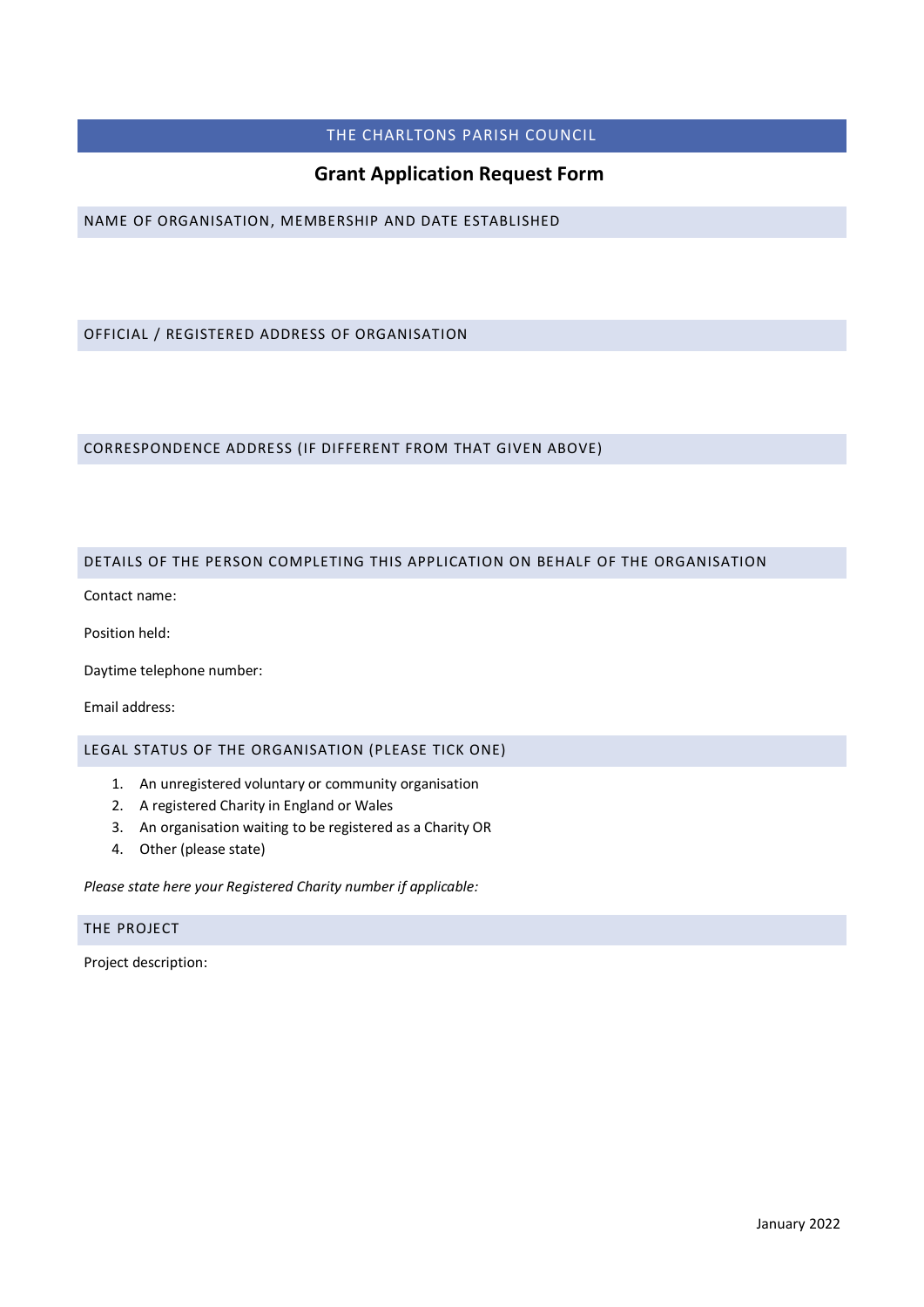# THE CHARLTONS PARISH COUNCIL

## Grant Application Request Form

### NAME OF ORGANISATION, MEMBERSHIP AND DATE ESTABLISHED

### OFFICIAL / REGISTERED ADDRESS OF ORGANISATION

### CORRESPONDENCE ADDRESS (IF DIFFERENT FROM THAT GIVEN ABOVE)

### DETAILS OF THE PERSON COMPLETING THIS APPLICATION ON BEHALF OF THE ORGANISATION

Contact name:

Position held:

Daytime telephone number:

Email address:

### LEGAL STATUS OF THE ORGANISATION (PLEASE TICK ONE)

1. An unregistered voluntary or community organisation
2. A registered Charity in England or Wales
3. An organisation waiting to be registered as a Charity OR
4. Other (please state)

*Please state here your Registered Charity number if applicable:*

### THE PROJECT

Project description:

January 2022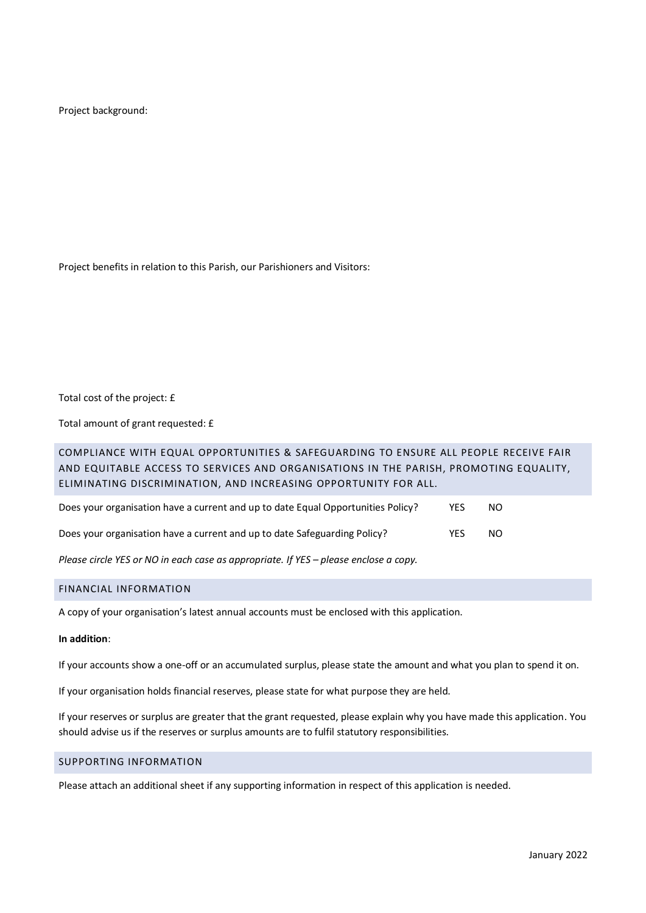Project background:

Project benefits in relation to this Parish, our Parishioners and Visitors:

Total cost of the project: £

Total amount of grant requested: £

## COMPLIANCE WITH EQUAL OPPORTUNITIES & SAFEGUARDING TO ENSURE ALL PEOPLE RECEIVE FAIR AND EQUITABLE ACCESS TO SERVICES AND ORGANISATIONS IN THE PARISH, PROMOTING EQUALITY, ELIMINATING DISCRIMINATION, AND INCREASING OPPORTUNITY FOR ALL.

Does your organisation have a current and up to date Equal Opportunities Policy? YES NO

Does your organisation have a current and up to date Safeguarding Policy? YES NO

*Please circle YES or NO in each case as appropriate. If YES – please enclose a copy.*

## FINANCIAL INFORMATION

A copy of your organisation's latest annual accounts must be enclosed with this application.

**In addition**:

If your accounts show a one-off or an accumulated surplus, please state the amount and what you plan to spend it on.

If your organisation holds financial reserves, please state for what purpose they are held.

If your reserves or surplus are greater that the grant requested, please explain why you have made this application. You should advise us if the reserves or surplus amounts are to fulfil statutory responsibilities.

## SUPPORTING INFORMATION

Please attach an additional sheet if any supporting information in respect of this application is needed.

January 2022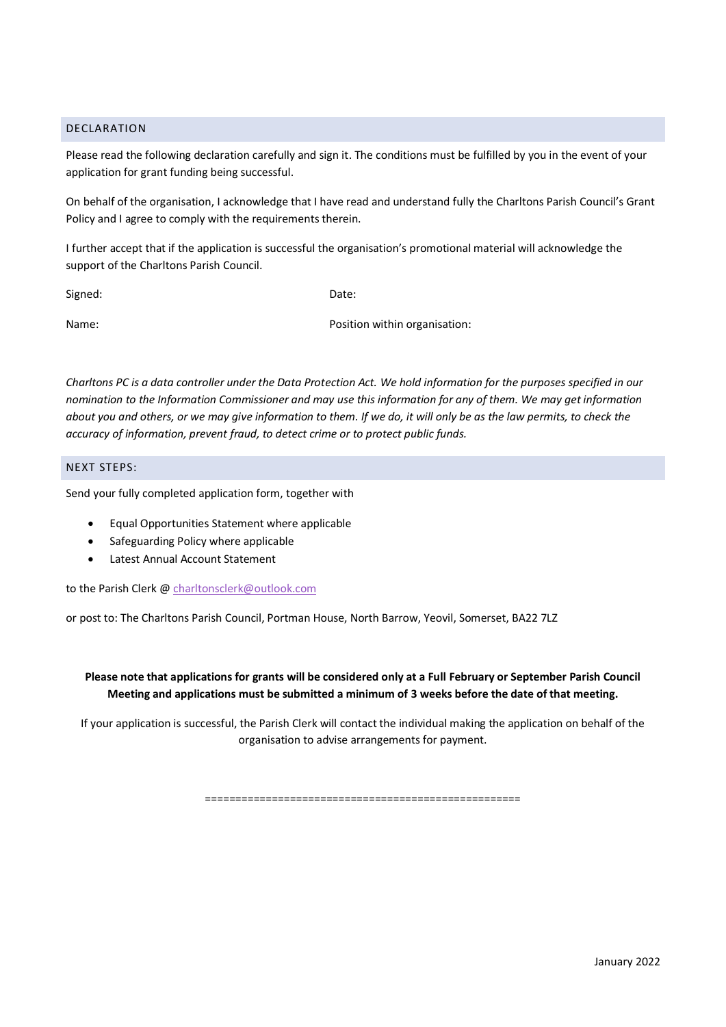## DECLARATION

Please read the following declaration carefully and sign it. The conditions must be fulfilled by you in the event of your application for grant funding being successful.

On behalf of the organisation, I acknowledge that I have read and understand fully the Charltons Parish Council's Grant Policy and I agree to comply with the requirements therein.

I further accept that if the application is successful the organisation's promotional material will acknowledge the support of the Charltons Parish Council.

| | |
|---|---|
| Signed: | Date: |
| Name: | Position within organisation: |

*Charltons PC is a data controller under the Data Protection Act. We hold information for the purposes specified in our nomination to the Information Commissioner and may use this information for any of them. We may get information about you and others, or we may give information to them. If we do, it will only be as the law permits, to check the accuracy of information, prevent fraud, to detect crime or to protect public funds.*

## NEXT STEPS:

Send your fully completed application form, together with

- Equal Opportunities Statement where applicable
- Safeguarding Policy where applicable
- Latest Annual Account Statement

to the Parish Clerk @ charltonsclerk@outlook.com

or post to: The Charltons Parish Council, Portman House, North Barrow, Yeovil, Somerset, BA22 7LZ

**Please note that applications for grants will be considered only at a Full February or September Parish Council Meeting and applications must be submitted a minimum of 3 weeks before the date of that meeting.**

If your application is successful, the Parish Clerk will contact the individual making the application on behalf of the organisation to advise arrangements for payment.

==================================================

January 2022